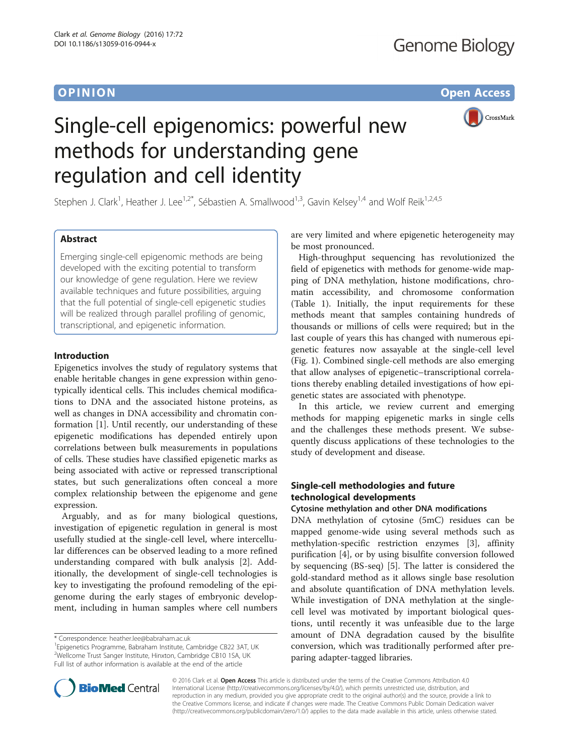OPINION

Open Access

# Single-cell epigenomics: powerful new methods for understanding gene regulation and cell identity

Stephen J. Clark[1], Heather J. Lee[1,2*], Sébastien A. Smallwood[1,3], Gavin Kelsey[1,4] and Wolf Reik[1,2,4,5]

## Abstract

Emerging single-cell epigenomic methods are being developed with the exciting potential to transform our knowledge of gene regulation. Here we review available techniques and future possibilities, arguing that the full potential of single-cell epigenetic studies will be realized through parallel profiling of genomic, transcriptional, and epigenetic information.

## Introduction

Epigenetics involves the study of regulatory systems that enable heritable changes in gene expression within genotypically identical cells. This includes chemical modifications to DNA and the associated histone proteins, as well as changes in DNA accessibility and chromatin conformation [1]. Until recently, our understanding of these epigenetic modifications has depended entirely upon correlations between bulk measurements in populations of cells. These studies have classified epigenetic marks as being associated with active or repressed transcriptional states, but such generalizations often conceal a more complex relationship between the epigenome and gene expression.

Arguably, and as for many biological questions, investigation of epigenetic regulation in general is most usefully studied at the single-cell level, where intercellular differences can be observed leading to a more refined understanding compared with bulk analysis [2]. Additionally, the development of single-cell technologies is key to investigating the profound remodeling of the epigenome during the early stages of embryonic development, including in human samples where cell numbers are very limited and where epigenetic heterogeneity may be most pronounced.

High-throughput sequencing has revolutionized the field of epigenetics with methods for genome-wide mapping of DNA methylation, histone modifications, chromatin accessibility, and chromosome conformation (Table 1). Initially, the input requirements for these methods meant that samples containing hundreds of thousands or millions of cells were required; but in the last couple of years this has changed with numerous epigenetic features now assayable at the single-cell level (Fig. 1). Combined single-cell methods are also emerging that allow analyses of epigenetic–transcriptional correlations thereby enabling detailed investigations of how epigenetic states are associated with phenotype.

In this article, we review current and emerging methods for mapping epigenetic marks in single cells and the challenges these methods present. We subsequently discuss applications of these technologies to the study of development and disease.

## Single-cell methodologies and future technological developments

### Cytosine methylation and other DNA modifications

DNA methylation of cytosine (5mC) residues can be mapped genome-wide using several methods such as methylation-specific restriction enzymes [3], affinity purification [4], or by using bisulfite conversion followed by sequencing (BS-seq) [5]. The latter is considered the gold-standard method as it allows single base resolution and absolute quantification of DNA methylation levels. While investigation of DNA methylation at the single-cell level was motivated by important biological questions, until recently it was unfeasible due to the large amount of DNA degradation caused by the bisulfite conversion, which was traditionally performed after preparing adapter-tagged libraries.

\* Correspondence: heather.lee@babraham.ac.uk
[1]Epigenetics Programme, Babraham Institute, Cambridge CB22 3AT, UK
[2]Wellcome Trust Sanger Institute, Hinxton, Cambridge CB10 1SA, UK
Full list of author information is available at the end of the article

© 2016 Clark et al. **Open Access** This article is distributed under the terms of the Creative Commons Attribution 4.0 International License (http://creativecommons.org/licenses/by/4.0/), which permits unrestricted use, distribution, and reproduction in any medium, provided you give appropriate credit to the original author(s) and the source, provide a link to the Creative Commons license, and indicate if changes were made. The Creative Commons Public Domain Dedication waiver (http://creativecommons.org/publicdomain/zero/1.0/) applies to the data made available in this article, unless otherwise stated.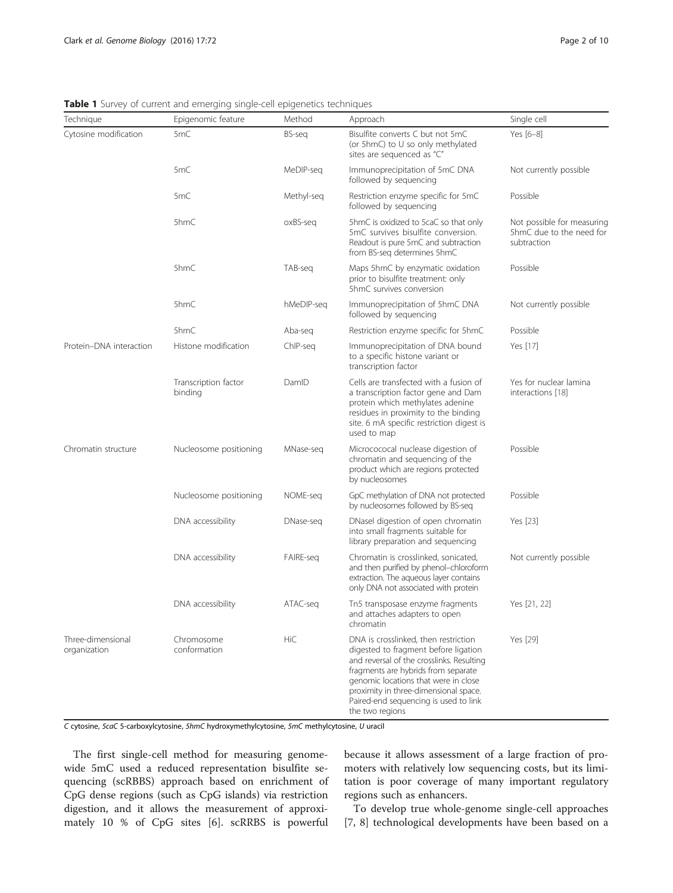**Table 1** Survey of current and emerging single-cell epigenetics techniques

| Technique | Epigenomic feature | Method | Approach | Single cell |
|---|---|---|---|---|
| Cytosine modification | 5mC | BS-seq | Bisulfite converts C but not 5mC (or 5hmC) to U so only methylated sites are sequenced as "C" | Yes [6–8] |
| | 5mC | MeDIP-seq | Immunoprecipitation of 5mC DNA followed by sequencing | Not currently possible |
| | 5mC | Methyl-seq | Restriction enzyme specific for 5mC followed by sequencing | Possible |
| | 5hmC | oxBS-seq | 5hmC is oxidized to 5caC so that only 5mC survives bisulfite conversion. Readout is pure 5mC and subtraction from BS-seq determines 5hmC | Not possible for measuring 5hmC due to the need for subtraction |
| | 5hmC | TAB-seq | Maps 5hmC by enzymatic oxidation prior to bisulfite treatment: only 5hmC survives conversion | Possible |
| | 5hmC | hMeDIP-seq | Immunoprecipitation of 5hmC DNA followed by sequencing | Not currently possible |
| | 5hmC | Aba-seq | Restriction enzyme specific for 5hmC | Possible |
| Protein–DNA interaction | Histone modification | ChIP-seq | Immunoprecipitation of DNA bound to a specific histone variant or transcription factor | Yes [17] |
| | Transcription factor binding | DamID | Cells are transfected with a fusion of a transcription factor gene and Dam protein which methylates adenine residues in proximity to the binding site. 6 mA specific restriction digest is used to map | Yes for nuclear lamina interactions [18] |
| Chromatin structure | Nucleosome positioning | MNase-seq | Micrococcal nuclease digestion of chromatin and sequencing of the product which are regions protected by nucleosomes | Possible |
| | Nucleosome positioning | NOME-seq | GpC methylation of DNA not protected by nucleosomes followed by BS-seq | Possible |
| | DNA accessibility | DNase-seq | DNaseI digestion of open chromatin into small fragments suitable for library preparation and sequencing | Yes [23] |
| | DNA accessibility | FAIRE-seq | Chromatin is crosslinked, sonicated, and then purified by phenol–chloroform extraction. The aqueous layer contains only DNA not associated with protein | Not currently possible |
| | DNA accessibility | ATAC-seq | Tn5 transposase enzyme fragments and attaches adapters to open chromatin | Yes [21, 22] |
| Three-dimensional organization | Chromosome conformation | HiC | DNA is crosslinked, then restriction digested to fragment before ligation and reversal of the crosslinks. Resulting fragments are hybrids from separate genomic locations that were in close proximity in three-dimensional space. Paired-end sequencing is used to link the two regions | Yes [29] |

*C* cytosine, *5caC* 5-carboxylcytosine, *5hmC* hydroxymethylcytosine, *5mC* methylcytosine, *U* uracil

The first single-cell method for measuring genome-wide 5mC used a reduced representation bisulfite sequencing (scRRBS) approach based on enrichment of CpG dense regions (such as CpG islands) via restriction digestion, and it allows the measurement of approximately 10 % of CpG sites [6]. scRRBS is powerful because it allows assessment of a large fraction of promoters with relatively low sequencing costs, but its limitation is poor coverage of many important regulatory regions such as enhancers.

To develop true whole-genome single-cell approaches [7, 8] technological developments have been based on a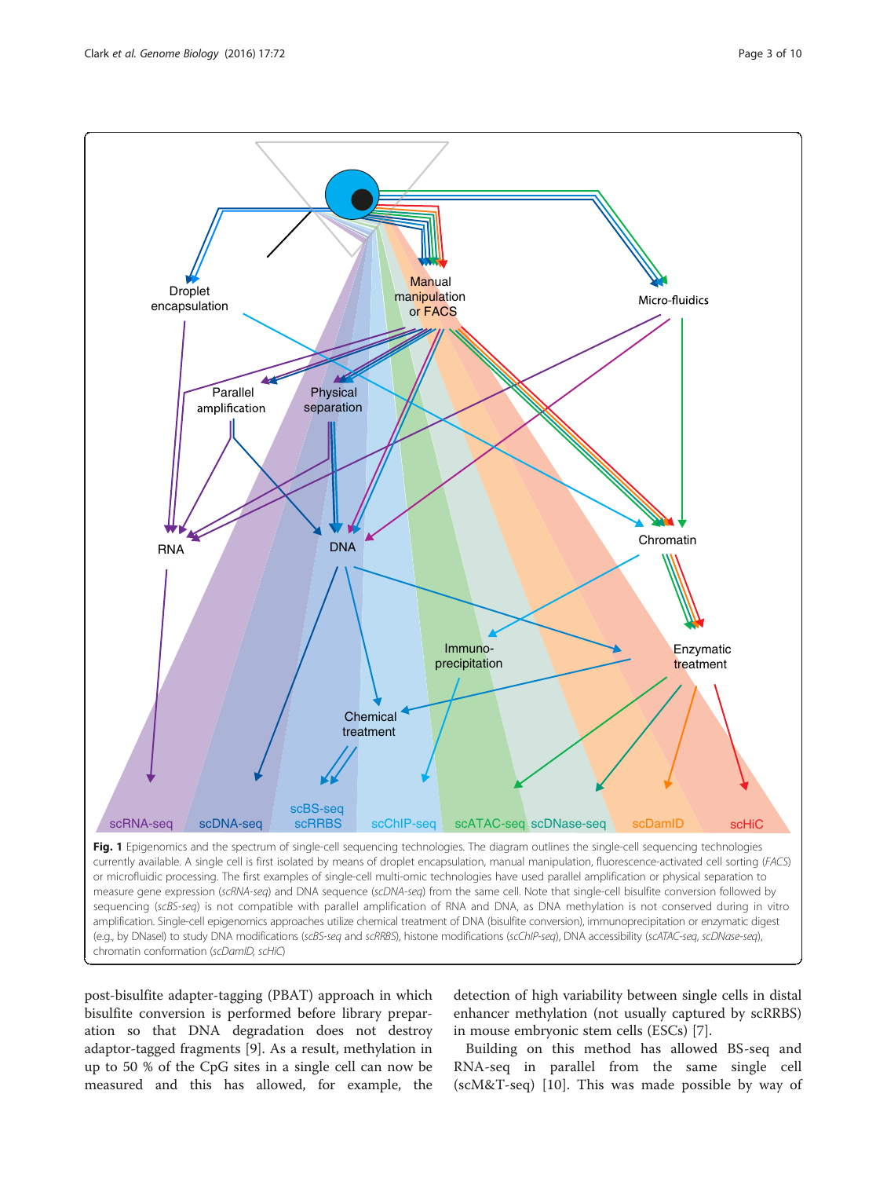**Fig. 1** Epigenomics and the spectrum of single-cell sequencing technologies. The diagram outlines the single-cell sequencing technologies currently available. A single cell is first isolated by means of droplet encapsulation, manual manipulation, fluorescence-activated cell sorting (*FACS*) or microfluidic processing. The first examples of single-cell multi-omic technologies have used parallel amplification or physical separation to measure gene expression (*scRNA-seq*) and DNA sequence (*scDNA-seq*) from the same cell. Note that single-cell bisulfite conversion followed by sequencing (*scBS-seq*) is not compatible with parallel amplification of RNA and DNA, as DNA methylation is not conserved during in vitro amplification. Single-cell epigenomics approaches utilize chemical treatment of DNA (bisulfite conversion), immunoprecipitation or enzymatic digest (e.g., by DNaseI) to study DNA modifications (*scBS-seq* and *scRRBS*), histone modifications (*scChIP-seq*), DNA accessibility (*scATAC-seq, scDNase-seq*), chromatin conformation (*scDamID, scHiC*)

post-bisulfite adapter-tagging (PBAT) approach in which bisulfite conversion is performed before library preparation so that DNA degradation does not destroy adaptor-tagged fragments [9]. As a result, methylation in up to 50 % of the CpG sites in a single cell can now be measured and this has allowed, for example, the detection of high variability between single cells in distal enhancer methylation (not usually captured by scRRBS) in mouse embryonic stem cells (ESCs) [7].

Building on this method has allowed BS-seq and RNA-seq in parallel from the same single cell (scM&T-seq) [10]. This was made possible by way of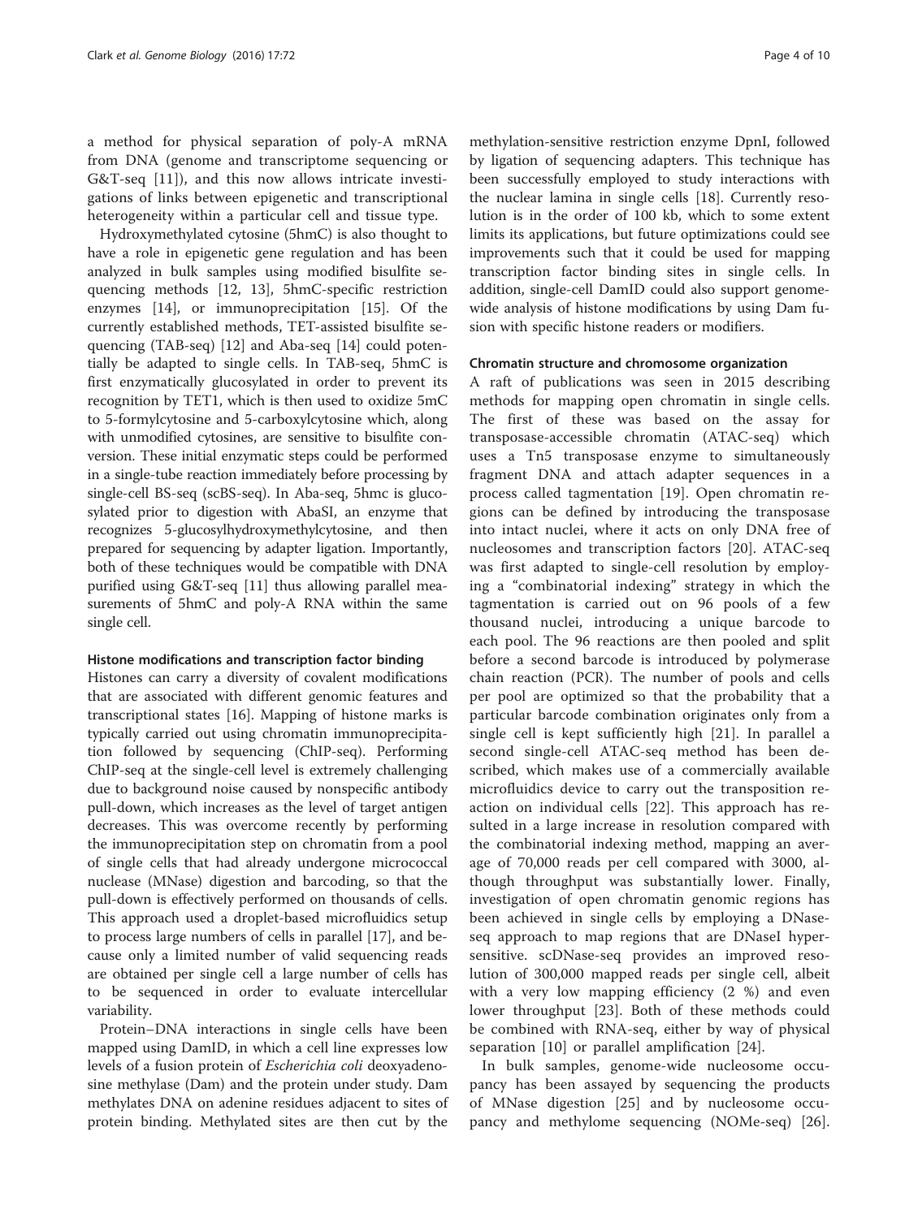a method for physical separation of poly-A mRNA from DNA (genome and transcriptome sequencing or G&T-seq [11]), and this now allows intricate investigations of links between epigenetic and transcriptional heterogeneity within a particular cell and tissue type.

Hydroxymethylated cytosine (5hmC) is also thought to have a role in epigenetic gene regulation and has been analyzed in bulk samples using modified bisulfite sequencing methods [12, 13], 5hmC-specific restriction enzymes [14], or immunoprecipitation [15]. Of the currently established methods, TET-assisted bisulfite sequencing (TAB-seq) [12] and Aba-seq [14] could potentially be adapted to single cells. In TAB-seq, 5hmC is first enzymatically glucosylated in order to prevent its recognition by TET1, which is then used to oxidize 5mC to 5-formylcytosine and 5-carboxylcytosine which, along with unmodified cytosines, are sensitive to bisulfite conversion. These initial enzymatic steps could be performed in a single-tube reaction immediately before processing by single-cell BS-seq (scBS-seq). In Aba-seq, 5hmc is glucosylated prior to digestion with AbaSI, an enzyme that recognizes 5-glucosylhydroxymethylcytosine, and then prepared for sequencing by adapter ligation. Importantly, both of these techniques would be compatible with DNA purified using G&T-seq [11] thus allowing parallel measurements of 5hmC and poly-A RNA within the same single cell.

#### Histone modifications and transcription factor binding

Histones can carry a diversity of covalent modifications that are associated with different genomic features and transcriptional states [16]. Mapping of histone marks is typically carried out using chromatin immunoprecipitation followed by sequencing (ChIP-seq). Performing ChIP-seq at the single-cell level is extremely challenging due to background noise caused by nonspecific antibody pull-down, which increases as the level of target antigen decreases. This was overcome recently by performing the immunoprecipitation step on chromatin from a pool of single cells that had already undergone micrococcal nuclease (MNase) digestion and barcoding, so that the pull-down is effectively performed on thousands of cells. This approach used a droplet-based microfluidics setup to process large numbers of cells in parallel [17], and because only a limited number of valid sequencing reads are obtained per single cell a large number of cells has to be sequenced in order to evaluate intercellular variability.

Protein–DNA interactions in single cells have been mapped using DamID, in which a cell line expresses low levels of a fusion protein of *Escherichia coli* deoxyadenosine methylase (Dam) and the protein under study. Dam methylates DNA on adenine residues adjacent to sites of protein binding. Methylated sites are then cut by the methylation-sensitive restriction enzyme DpnI, followed by ligation of sequencing adapters. This technique has been successfully employed to study interactions with the nuclear lamina in single cells [18]. Currently resolution is in the order of 100 kb, which to some extent limits its applications, but future optimizations could see improvements such that it could be used for mapping transcription factor binding sites in single cells. In addition, single-cell DamID could also support genome-wide analysis of histone modifications by using Dam fusion with specific histone readers or modifiers.

#### Chromatin structure and chromosome organization

A raft of publications was seen in 2015 describing methods for mapping open chromatin in single cells. The first of these was based on the assay for transposase-accessible chromatin (ATAC-seq) which uses a Tn5 transposase enzyme to simultaneously fragment DNA and attach adapter sequences in a process called tagmentation [19]. Open chromatin regions can be defined by introducing the transposase into intact nuclei, where it acts on only DNA free of nucleosomes and transcription factors [20]. ATAC-seq was first adapted to single-cell resolution by employing a "combinatorial indexing" strategy in which the tagmentation is carried out on 96 pools of a few thousand nuclei, introducing a unique barcode to each pool. The 96 reactions are then pooled and split before a second barcode is introduced by polymerase chain reaction (PCR). The number of pools and cells per pool are optimized so that the probability that a particular barcode combination originates only from a single cell is kept sufficiently high [21]. In parallel a second single-cell ATAC-seq method has been described, which makes use of a commercially available microfluidics device to carry out the transposition reaction on individual cells [22]. This approach has resulted in a large increase in resolution compared with the combinatorial indexing method, mapping an average of 70,000 reads per cell compared with 3000, although throughput was substantially lower. Finally, investigation of open chromatin genomic regions has been achieved in single cells by employing a DNase-seq approach to map regions that are DNaseI hypersensitive. scDNase-seq provides an improved resolution of 300,000 mapped reads per single cell, albeit with a very low mapping efficiency (2 %) and even lower throughput [23]. Both of these methods could be combined with RNA-seq, either by way of physical separation [10] or parallel amplification [24].

In bulk samples, genome-wide nucleosome occupancy has been assayed by sequencing the products of MNase digestion [25] and by nucleosome occupancy and methylome sequencing (NOMe-seq) [26].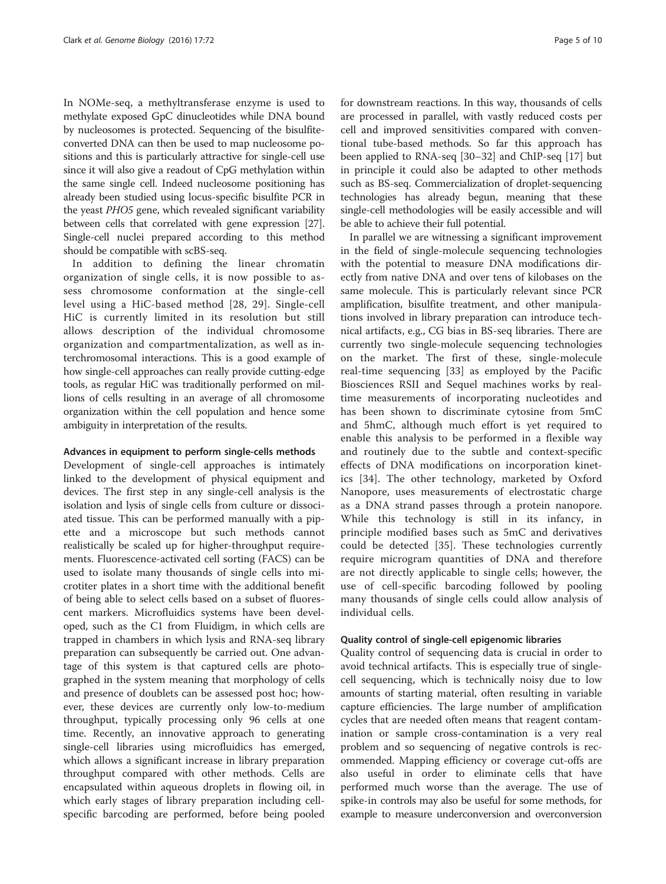In NOMe-seq, a methyltransferase enzyme is used to methylate exposed GpC dinucleotides while DNA bound by nucleosomes is protected. Sequencing of the bisulfite-converted DNA can then be used to map nucleosome positions and this is particularly attractive for single-cell use since it will also give a readout of CpG methylation within the same single cell. Indeed nucleosome positioning has already been studied using locus-specific bisulfite PCR in the yeast *PHO5* gene, which revealed significant variability between cells that correlated with gene expression [27]. Single-cell nuclei prepared according to this method should be compatible with scBS-seq.

In addition to defining the linear chromatin organization of single cells, it is now possible to assess chromosome conformation at the single-cell level using a HiC-based method [28, 29]. Single-cell HiC is currently limited in its resolution but still allows description of the individual chromosome organization and compartmentalization, as well as interchromosomal interactions. This is a good example of how single-cell approaches can really provide cutting-edge tools, as regular HiC was traditionally performed on millions of cells resulting in an average of all chromosome organization within the cell population and hence some ambiguity in interpretation of the results.

### Advances in equipment to perform single-cells methods

Development of single-cell approaches is intimately linked to the development of physical equipment and devices. The first step in any single-cell analysis is the isolation and lysis of single cells from culture or dissociated tissue. This can be performed manually with a pipette and a microscope but such methods cannot realistically be scaled up for higher-throughput requirements. Fluorescence-activated cell sorting (FACS) can be used to isolate many thousands of single cells into microtiter plates in a short time with the additional benefit of being able to select cells based on a subset of fluorescent markers. Microfluidics systems have been developed, such as the C1 from Fluidigm, in which cells are trapped in chambers in which lysis and RNA-seq library preparation can subsequently be carried out. One advantage of this system is that captured cells are photographed in the system meaning that morphology of cells and presence of doublets can be assessed post hoc; however, these devices are currently only low-to-medium throughput, typically processing only 96 cells at one time. Recently, an innovative approach to generating single-cell libraries using microfluidics has emerged, which allows a significant increase in library preparation throughput compared with other methods. Cells are encapsulated within aqueous droplets in flowing oil, in which early stages of library preparation including cell-specific barcoding are performed, before being pooled for downstream reactions. In this way, thousands of cells are processed in parallel, with vastly reduced costs per cell and improved sensitivities compared with conventional tube-based methods. So far this approach has been applied to RNA-seq [30–32] and ChIP-seq [17] but in principle it could also be adapted to other methods such as BS-seq. Commercialization of droplet-sequencing technologies has already begun, meaning that these single-cell methodologies will be easily accessible and will be able to achieve their full potential.

In parallel we are witnessing a significant improvement in the field of single-molecule sequencing technologies with the potential to measure DNA modifications directly from native DNA and over tens of kilobases on the same molecule. This is particularly relevant since PCR amplification, bisulfite treatment, and other manipulations involved in library preparation can introduce technical artifacts, e.g., CG bias in BS-seq libraries. There are currently two single-molecule sequencing technologies on the market. The first of these, single-molecule real-time sequencing [33] as employed by the Pacific Biosciences RSII and Sequel machines works by real-time measurements of incorporating nucleotides and has been shown to discriminate cytosine from 5mC and 5hmC, although much effort is yet required to enable this analysis to be performed in a flexible way and routinely due to the subtle and context-specific effects of DNA modifications on incorporation kinetics [34]. The other technology, marketed by Oxford Nanopore, uses measurements of electrostatic charge as a DNA strand passes through a protein nanopore. While this technology is still in its infancy, in principle modified bases such as 5mC and derivatives could be detected [35]. These technologies currently require microgram quantities of DNA and therefore are not directly applicable to single cells; however, the use of cell-specific barcoding followed by pooling many thousands of single cells could allow analysis of individual cells.

### Quality control of single-cell epigenomic libraries

Quality control of sequencing data is crucial in order to avoid technical artifacts. This is especially true of single-cell sequencing, which is technically noisy due to low amounts of starting material, often resulting in variable capture efficiencies. The large number of amplification cycles that are needed often means that reagent contamination or sample cross-contamination is a very real problem and so sequencing of negative controls is recommended. Mapping efficiency or coverage cut-offs are also useful in order to eliminate cells that have performed much worse than the average. The use of spike-in controls may also be useful for some methods, for example to measure underconversion and overconversion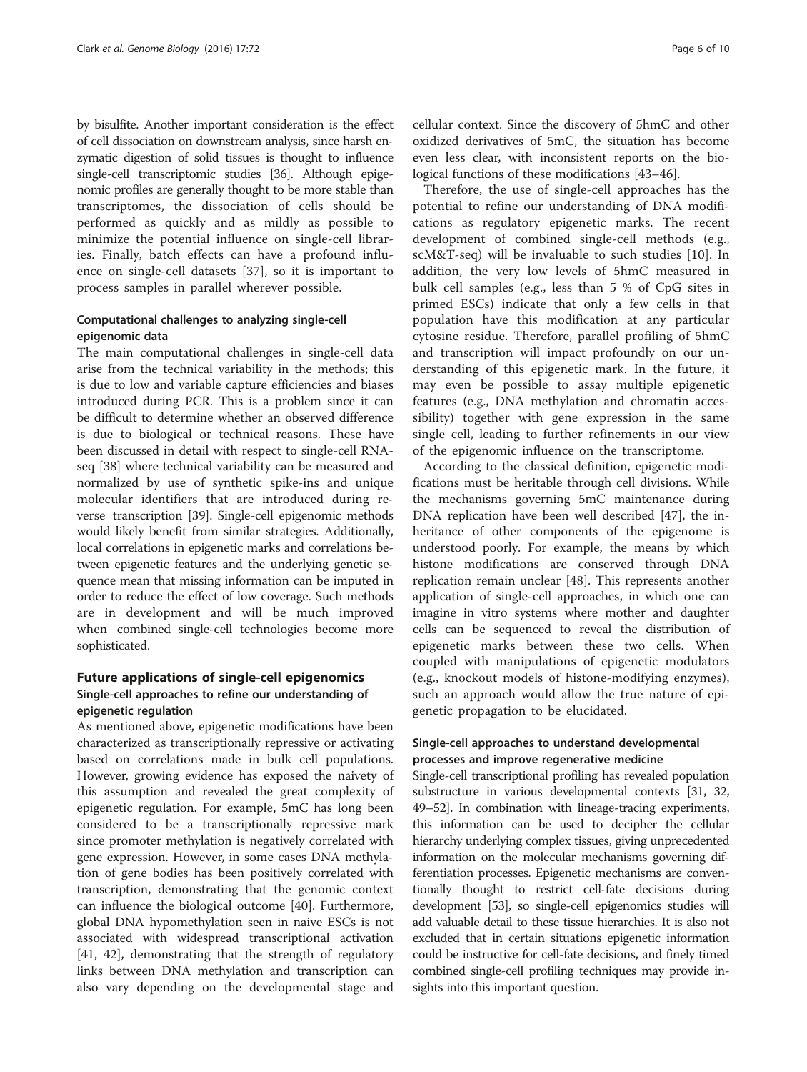by bisulfite. Another important consideration is the effect of cell dissociation on downstream analysis, since harsh enzymatic digestion of solid tissues is thought to influence single-cell transcriptomic studies [36]. Although epigenomic profiles are generally thought to be more stable than transcriptomes, the dissociation of cells should be performed as quickly and as mildly as possible to minimize the potential influence on single-cell libraries. Finally, batch effects can have a profound influence on single-cell datasets [37], so it is important to process samples in parallel wherever possible.

### Computational challenges to analyzing single-cell epigenomic data

The main computational challenges in single-cell data arise from the technical variability in the methods; this is due to low and variable capture efficiencies and biases introduced during PCR. This is a problem since it can be difficult to determine whether an observed difference is due to biological or technical reasons. These have been discussed in detail with respect to single-cell RNA-seq [38] where technical variability can be measured and normalized by use of synthetic spike-ins and unique molecular identifiers that are introduced during reverse transcription [39]. Single-cell epigenomic methods would likely benefit from similar strategies. Additionally, local correlations in epigenetic marks and correlations between epigenetic features and the underlying genetic sequence mean that missing information can be imputed in order to reduce the effect of low coverage. Such methods are in development and will be much improved when combined single-cell technologies become more sophisticated.

## Future applications of single-cell epigenomics

### Single-cell approaches to refine our understanding of epigenetic regulation

As mentioned above, epigenetic modifications have been characterized as transcriptionally repressive or activating based on correlations made in bulk cell populations. However, growing evidence has exposed the naivety of this assumption and revealed the great complexity of epigenetic regulation. For example, 5mC has long been considered to be a transcriptionally repressive mark since promoter methylation is negatively correlated with gene expression. However, in some cases DNA methylation of gene bodies has been positively correlated with transcription, demonstrating that the genomic context can influence the biological outcome [40]. Furthermore, global DNA hypomethylation seen in naive ESCs is not associated with widespread transcriptional activation [41, 42], demonstrating that the strength of regulatory links between DNA methylation and transcription can also vary depending on the developmental stage and cellular context. Since the discovery of 5hmC and other oxidized derivatives of 5mC, the situation has become even less clear, with inconsistent reports on the biological functions of these modifications [43–46].

Therefore, the use of single-cell approaches has the potential to refine our understanding of DNA modifications as regulatory epigenetic marks. The recent development of combined single-cell methods (e.g., scM&T-seq) will be invaluable to such studies [10]. In addition, the very low levels of 5hmC measured in bulk cell samples (e.g., less than 5 % of CpG sites in primed ESCs) indicate that only a few cells in that population have this modification at any particular cytosine residue. Therefore, parallel profiling of 5hmC and transcription will impact profoundly on our understanding of this epigenetic mark. In the future, it may even be possible to assay multiple epigenetic features (e.g., DNA methylation and chromatin accessibility) together with gene expression in the same single cell, leading to further refinements in our view of the epigenomic influence on the transcriptome.

According to the classical definition, epigenetic modifications must be heritable through cell divisions. While the mechanisms governing 5mC maintenance during DNA replication have been well described [47], the inheritance of other components of the epigenome is understood poorly. For example, the means by which histone modifications are conserved through DNA replication remain unclear [48]. This represents another application of single-cell approaches, in which one can imagine in vitro systems where mother and daughter cells can be sequenced to reveal the distribution of epigenetic marks between these two cells. When coupled with manipulations of epigenetic modulators (e.g., knockout models of histone-modifying enzymes), such an approach would allow the true nature of epigenetic propagation to be elucidated.

### Single-cell approaches to understand developmental processes and improve regenerative medicine

Single-cell transcriptional profiling has revealed population substructure in various developmental contexts [31, 32, 49–52]. In combination with lineage-tracing experiments, this information can be used to decipher the cellular hierarchy underlying complex tissues, giving unprecedented information on the molecular mechanisms governing differentiation processes. Epigenetic mechanisms are conventionally thought to restrict cell-fate decisions during development [53], so single-cell epigenomics studies will add valuable detail to these tissue hierarchies. It is also not excluded that in certain situations epigenetic information could be instructive for cell-fate decisions, and finely timed combined single-cell profiling techniques may provide insights into this important question.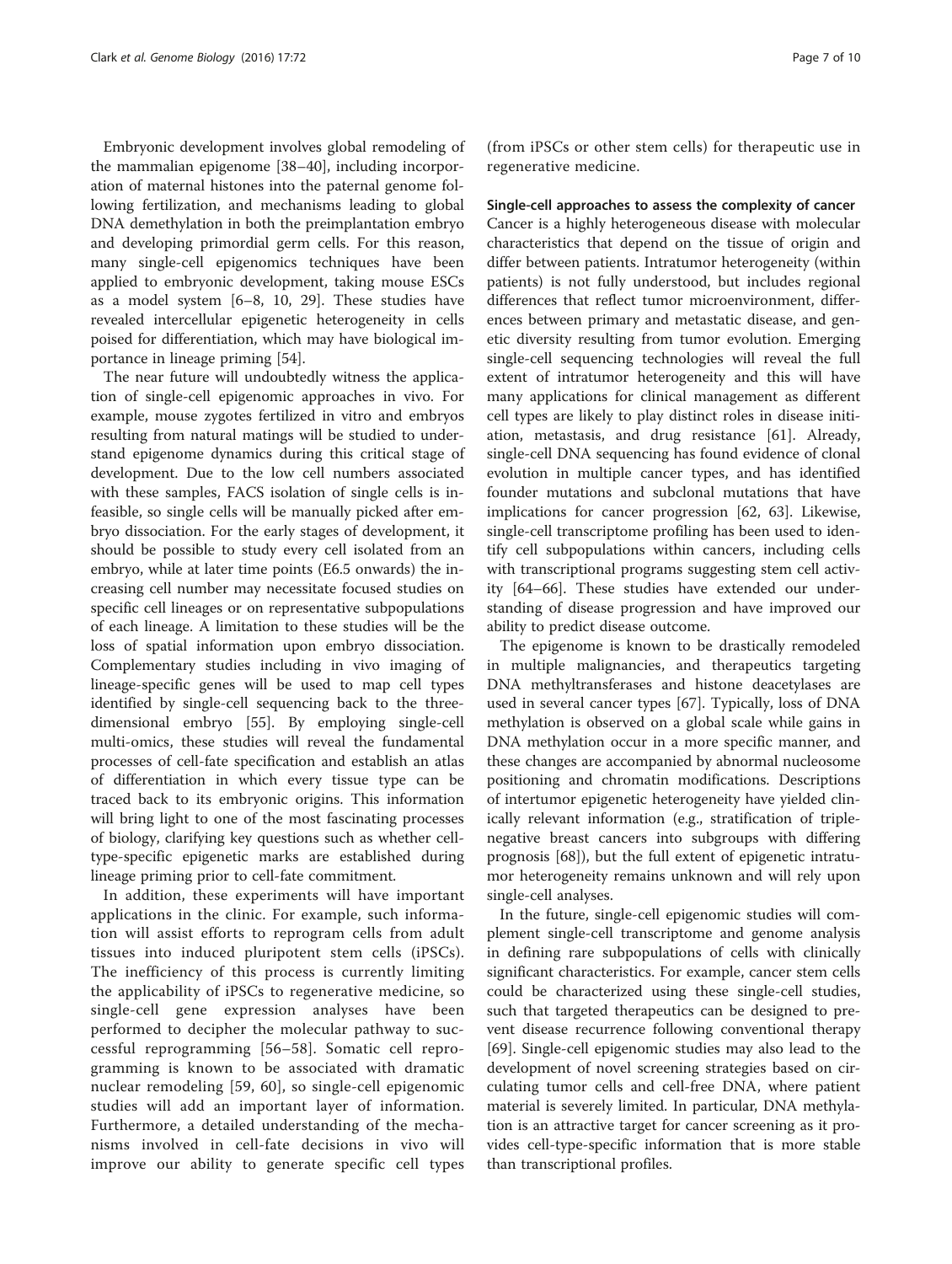Embryonic development involves global remodeling of the mammalian epigenome [38–40], including incorporation of maternal histones into the paternal genome following fertilization, and mechanisms leading to global DNA demethylation in both the preimplantation embryo and developing primordial germ cells. For this reason, many single-cell epigenomics techniques have been applied to embryonic development, taking mouse ESCs as a model system [6–8, 10, 29]. These studies have revealed intercellular epigenetic heterogeneity in cells poised for differentiation, which may have biological importance in lineage priming [54].

The near future will undoubtedly witness the application of single-cell epigenomic approaches in vivo. For example, mouse zygotes fertilized in vitro and embryos resulting from natural matings will be studied to understand epigenome dynamics during this critical stage of development. Due to the low cell numbers associated with these samples, FACS isolation of single cells is infeasible, so single cells will be manually picked after embryo dissociation. For the early stages of development, it should be possible to study every cell isolated from an embryo, while at later time points (E6.5 onwards) the increasing cell number may necessitate focused studies on specific cell lineages or on representative subpopulations of each lineage. A limitation to these studies will be the loss of spatial information upon embryo dissociation. Complementary studies including in vivo imaging of lineage-specific genes will be used to map cell types identified by single-cell sequencing back to the three-dimensional embryo [55]. By employing single-cell multi-omics, these studies will reveal the fundamental processes of cell-fate specification and establish an atlas of differentiation in which every tissue type can be traced back to its embryonic origins. This information will bring light to one of the most fascinating processes of biology, clarifying key questions such as whether cell-type-specific epigenetic marks are established during lineage priming prior to cell-fate commitment.

In addition, these experiments will have important applications in the clinic. For example, such information will assist efforts to reprogram cells from adult tissues into induced pluripotent stem cells (iPSCs). The inefficiency of this process is currently limiting the applicability of iPSCs to regenerative medicine, so single-cell gene expression analyses have been performed to decipher the molecular pathway to successful reprogramming [56–58]. Somatic cell reprogramming is known to be associated with dramatic nuclear remodeling [59, 60], so single-cell epigenomic studies will add an important layer of information. Furthermore, a detailed understanding of the mechanisms involved in cell-fate decisions in vivo will improve our ability to generate specific cell types (from iPSCs or other stem cells) for therapeutic use in regenerative medicine.

#### Single-cell approaches to assess the complexity of cancer

Cancer is a highly heterogeneous disease with molecular characteristics that depend on the tissue of origin and differ between patients. Intratumor heterogeneity (within patients) is not fully understood, but includes regional differences that reflect tumor microenvironment, differences between primary and metastatic disease, and genetic diversity resulting from tumor evolution. Emerging single-cell sequencing technologies will reveal the full extent of intratumor heterogeneity and this will have many applications for clinical management as different cell types are likely to play distinct roles in disease initiation, metastasis, and drug resistance [61]. Already, single-cell DNA sequencing has found evidence of clonal evolution in multiple cancer types, and has identified founder mutations and subclonal mutations that have implications for cancer progression [62, 63]. Likewise, single-cell transcriptome profiling has been used to identify cell subpopulations within cancers, including cells with transcriptional programs suggesting stem cell activity [64–66]. These studies have extended our understanding of disease progression and have improved our ability to predict disease outcome.

The epigenome is known to be drastically remodeled in multiple malignancies, and therapeutics targeting DNA methyltransferases and histone deacetylases are used in several cancer types [67]. Typically, loss of DNA methylation is observed on a global scale while gains in DNA methylation occur in a more specific manner, and these changes are accompanied by abnormal nucleosome positioning and chromatin modifications. Descriptions of intertumor epigenetic heterogeneity have yielded clinically relevant information (e.g., stratification of triple-negative breast cancers into subgroups with differing prognosis [68]), but the full extent of epigenetic intratumor heterogeneity remains unknown and will rely upon single-cell analyses.

In the future, single-cell epigenomic studies will complement single-cell transcriptome and genome analysis in defining rare subpopulations of cells with clinically significant characteristics. For example, cancer stem cells could be characterized using these single-cell studies, such that targeted therapeutics can be designed to prevent disease recurrence following conventional therapy [69]. Single-cell epigenomic studies may also lead to the development of novel screening strategies based on circulating tumor cells and cell-free DNA, where patient material is severely limited. In particular, DNA methylation is an attractive target for cancer screening as it provides cell-type-specific information that is more stable than transcriptional profiles.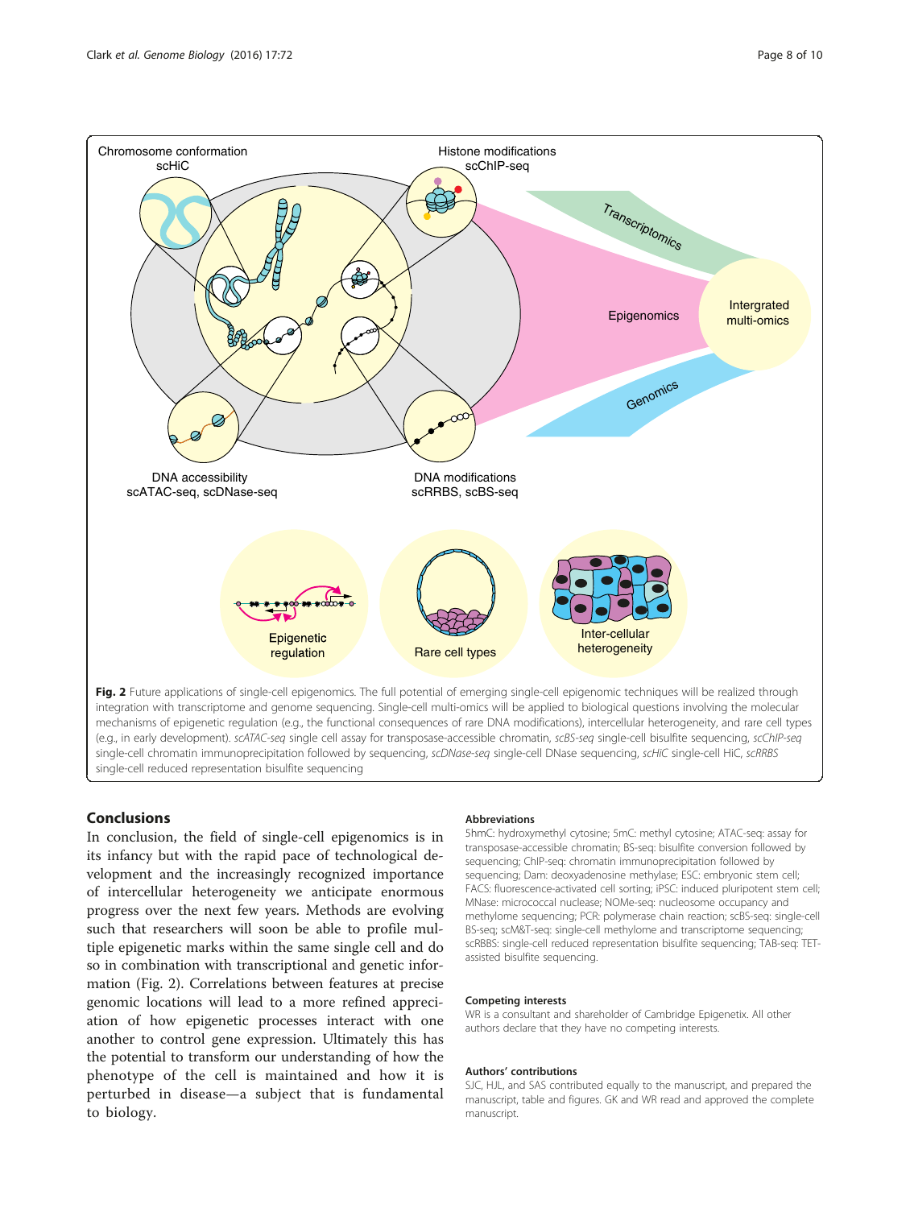**Fig. 2** Future applications of single-cell epigenomics. The full potential of emerging single-cell epigenomic techniques will be realized through integration with transcriptome and genome sequencing. Single-cell multi-omics will be applied to biological questions involving the molecular mechanisms of epigenetic regulation (e.g., the functional consequences of rare DNA modifications), intercellular heterogeneity, and rare cell types (e.g., in early development). *scATAC-seq* single cell assay for transposase-accessible chromatin, *scBS-seq* single-cell bisulfite sequencing, *scChIP-seq* single-cell chromatin immunoprecipitation followed by sequencing, *scDNase-seq* single-cell DNase sequencing, *scHiC* single-cell HiC, *scRRBS* single-cell reduced representation bisulfite sequencing

## Conclusions

In conclusion, the field of single-cell epigenomics is in its infancy but with the rapid pace of technological development and the increasingly recognized importance of intercellular heterogeneity we anticipate enormous progress over the next few years. Methods are evolving such that researchers will soon be able to profile multiple epigenetic marks within the same single cell and do so in combination with transcriptional and genetic information (Fig. 2). Correlations between features at precise genomic locations will lead to a more refined appreciation of how epigenetic processes interact with one another to control gene expression. Ultimately this has the potential to transform our understanding of how the phenotype of the cell is maintained and how it is perturbed in disease—a subject that is fundamental to biology.

#### Abbreviations

5hmC: hydroxymethyl cytosine; 5mC: methyl cytosine; ATAC-seq: assay for transposase-accessible chromatin; BS-seq: bisulfite conversion followed by sequencing; ChIP-seq: chromatin immunoprecipitation followed by sequencing; Dam: deoxyadenosine methylase; ESC: embryonic stem cell; FACS: fluorescence-activated cell sorting; iPSC: induced pluripotent stem cell; MNase: micrococcal nuclease; NOMe-seq: nucleosome occupancy and methylome sequencing; PCR: polymerase chain reaction; scBS-seq: single-cell BS-seq; scM&T-seq: single-cell methylome and transcriptome sequencing; scRBBS: single-cell reduced representation bisulfite sequencing; TAB-seq: TET-assisted bisulfite sequencing.

#### Competing interests

WR is a consultant and shareholder of Cambridge Epigenetix. All other authors declare that they have no competing interests.

#### Authors' contributions

SJC, HJL, and SAS contributed equally to the manuscript, and prepared the manuscript, table and figures. GK and WR read and approved the complete manuscript.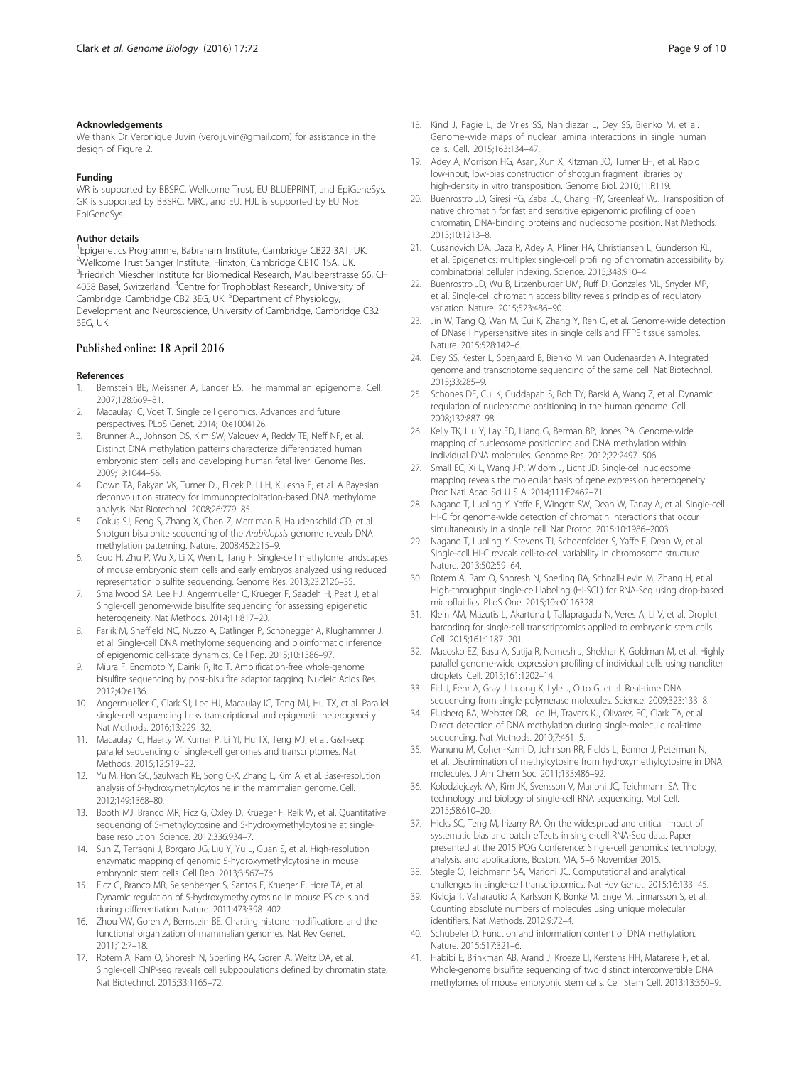## Acknowledgements

We thank Dr Veronique Juvin (vero.juvin@gmail.com) for assistance in the design of Figure 2.

## Funding

WR is supported by BBSRC, Wellcome Trust, EU BLUEPRINT, and EpiGeneSys. GK is supported by BBSRC, MRC, and EU. HJL is supported by EU NoE EpiGeneSys.

## Author details

[1]Epigenetics Programme, Babraham Institute, Cambridge CB22 3AT, UK. [2]Wellcome Trust Sanger Institute, Hinxton, Cambridge CB10 1SA, UK. [3]Friedrich Miescher Institute for Biomedical Research, Maulbeerstrasse 66, CH 4058 Basel, Switzerland. [4]Centre for Trophoblast Research, University of Cambridge, Cambridge CB2 3EG, UK. [5]Department of Physiology, Development and Neuroscience, University of Cambridge, Cambridge CB2 3EG, UK.

Published online: 18 April 2016

## References

1. Bernstein BE, Meissner A, Lander ES. The mammalian epigenome. Cell. 2007;128:669–81.
2. Macaulay IC, Voet T. Single cell genomics. Advances and future perspectives. PLoS Genet. 2014;10:e1004126.
3. Brunner AL, Johnson DS, Kim SW, Valouev A, Reddy TE, Neff NF, et al. Distinct DNA methylation patterns characterize differentiated human embryonic stem cells and developing human fetal liver. Genome Res. 2009;19:1044–56.
4. Down TA, Rakyan VK, Turner DJ, Flicek P, Li H, Kulesha E, et al. A Bayesian deconvolution strategy for immunoprecipitation-based DNA methylome analysis. Nat Biotechnol. 2008;26:779–85.
5. Cokus SJ, Feng S, Zhang X, Chen Z, Merriman B, Haudenschild CD, et al. Shotgun bisulphite sequencing of the *Arabidopsis* genome reveals DNA methylation patterning. Nature. 2008;452:215–9.
6. Guo H, Zhu P, Wu X, Li X, Wen L, Tang F. Single-cell methylome landscapes of mouse embryonic stem cells and early embryos analyzed using reduced representation bisulfite sequencing. Genome Res. 2013;23:2126–35.
7. Smallwood SA, Lee HJ, Angermueller C, Krueger F, Saadeh H, Peat J, et al. Single-cell genome-wide bisulfite sequencing for assessing epigenetic heterogeneity. Nat Methods. 2014;11:817–20.
8. Farlik M, Sheffield NC, Nuzzo A, Datlinger P, Schönegger A, Klughammer J, et al. Single-cell DNA methylome sequencing and bioinformatic inference of epigenomic cell-state dynamics. Cell Rep. 2015;10:1386–97.
9. Miura F, Enomoto Y, Dairiki R, Ito T. Amplification-free whole-genome bisulfite sequencing by post-bisulfite adaptor tagging. Nucleic Acids Res. 2012;40:e136.
10. Angermueller C, Clark SJ, Lee HJ, Macaulay IC, Teng MJ, Hu TX, et al. Parallel single-cell sequencing links transcriptional and epigenetic heterogeneity. Nat Methods. 2016;13:229–32.
11. Macaulay IC, Haerty W, Kumar P, Li YI, Hu TX, Teng MJ, et al. G&T-seq: parallel sequencing of single-cell genomes and transcriptomes. Nat Methods. 2015;12:519–22.
12. Yu M, Hon GC, Szulwach KE, Song C-X, Zhang L, Kim A, et al. Base-resolution analysis of 5-hydroxymethylcytosine in the mammalian genome. Cell. 2012;149:1368–80.
13. Booth MJ, Branco MR, Ficz G, Oxley D, Krueger F, Reik W, et al. Quantitative sequencing of 5-methylcytosine and 5-hydroxymethylcytosine at single-base resolution. Science. 2012;336:934–7.
14. Sun Z, Terragni J, Borgaro JG, Liu Y, Yu L, Guan S, et al. High-resolution enzymatic mapping of genomic 5-hydroxymethylcytosine in mouse embryonic stem cells. Cell Rep. 2013;3:567–76.
15. Ficz G, Branco MR, Seisenberger S, Santos F, Krueger F, Hore TA, et al. Dynamic regulation of 5-hydroxymethylcytosine in mouse ES cells and during differentiation. Nature. 2011;473:398–402.
16. Zhou VW, Goren A, Bernstein BE. Charting histone modifications and the functional organization of mammalian genomes. Nat Rev Genet. 2011;12:7–18.
17. Rotem A, Ram O, Shoresh N, Sperling RA, Goren A, Weitz DA, et al. Single-cell ChIP-seq reveals cell subpopulations defined by chromatin state. Nat Biotechnol. 2015;33:1165–72.
18. Kind J, Pagie L, de Vries SS, Nahidiazar L, Dey SS, Bienko M, et al. Genome-wide maps of nuclear lamina interactions in single human cells. Cell. 2015;163:134–47.
19. Adey A, Morrison HG, Asan, Xun X, Kitzman JO, Turner EH, et al. Rapid, low-input, low-bias construction of shotgun fragment libraries by high-density in vitro transposition. Genome Biol. 2010;11:R119.
20. Buenrostro JD, Giresi PG, Zaba LC, Chang HY, Greenleaf WJ. Transposition of native chromatin for fast and sensitive epigenomic profiling of open chromatin, DNA-binding proteins and nucleosome position. Nat Methods. 2013;10:1213–8.
21. Cusanovich DA, Daza R, Adey A, Pliner HA, Christiansen L, Gunderson KL, et al. Epigenetics: multiplex single-cell profiling of chromatin accessibility by combinatorial cellular indexing. Science. 2015;348:910–4.
22. Buenrostro JD, Wu B, Litzenburger UM, Ruff D, Gonzales ML, Snyder MP, et al. Single-cell chromatin accessibility reveals principles of regulatory variation. Nature. 2015;523:486–90.
23. Jin W, Tang Q, Wan M, Cui K, Zhang Y, Ren G, et al. Genome-wide detection of DNase I hypersensitive sites in single cells and FFPE tissue samples. Nature. 2015;528:142–6.
24. Dey SS, Kester L, Spanjaard B, Bienko M, van Oudenaarden A. Integrated genome and transcriptome sequencing of the same cell. Nat Biotechnol. 2015;33:285–9.
25. Schones DE, Cui K, Cuddapah S, Roh TY, Barski A, Wang Z, et al. Dynamic regulation of nucleosome positioning in the human genome. Cell. 2008;132:887–98.
26. Kelly TK, Liu Y, Lay FD, Liang G, Berman BP, Jones PA. Genome-wide mapping of nucleosome positioning and DNA methylation within individual DNA molecules. Genome Res. 2012;22:2497–506.
27. Small EC, Xi L, Wang J-P, Widom J, Licht JD. Single-cell nucleosome mapping reveals the molecular basis of gene expression heterogeneity. Proc Natl Acad Sci U S A. 2014;111:E2462–71.
28. Nagano T, Lubling Y, Yaffe E, Wingett SW, Dean W, Tanay A, et al. Single-cell Hi-C for genome-wide detection of chromatin interactions that occur simultaneously in a single cell. Nat Protoc. 2015;10:1986–2003.
29. Nagano T, Lubling Y, Stevens TJ, Schoenfelder S, Yaffe E, Dean W, et al. Single-cell Hi-C reveals cell-to-cell variability in chromosome structure. Nature. 2013;502:59–64.
30. Rotem A, Ram O, Shoresh N, Sperling RA, Schnall-Levin M, Zhang H, et al. High-throughput single-cell labeling (Hi-SCL) for RNA-Seq using drop-based microfluidics. PLoS One. 2015;10:e0116328.
31. Klein AM, Mazutis L, Akartuna I, Tallapragada N, Veres A, Li V, et al. Droplet barcoding for single-cell transcriptomics applied to embryonic stem cells. Cell. 2015;161:1187–201.
32. Macosko EZ, Basu A, Satija R, Nemesh J, Shekhar K, Goldman M, et al. Highly parallel genome-wide expression profiling of individual cells using nanoliter droplets. Cell. 2015;161:1202–14.
33. Eid J, Fehr A, Gray J, Luong K, Lyle J, Otto G, et al. Real-time DNA sequencing from single polymerase molecules. Science. 2009;323:133–8.
34. Flusberg BA, Webster DR, Lee JH, Travers KJ, Olivares EC, Clark TA, et al. Direct detection of DNA methylation during single-molecule real-time sequencing. Nat Methods. 2010;7:461–5.
35. Wanunu M, Cohen-Karni D, Johnson RR, Fields L, Benner J, Peterman N, et al. Discrimination of methylcytosine from hydroxymethylcytosine in DNA molecules. J Am Chem Soc. 2011;133:486–92.
36. Kolodziejczyk AA, Kim JK, Svensson V, Marioni JC, Teichmann SA. The technology and biology of single-cell RNA sequencing. Mol Cell. 2015;58:610–20.
37. Hicks SC, Teng M, Irizarry RA. On the widespread and critical impact of systematic bias and batch effects in single-cell RNA-Seq data. Paper presented at the 2015 PQG Conference: Single-cell genomics: technology, analysis, and applications, Boston, MA, 5–6 November 2015.
38. Stegle O, Teichmann SA, Marioni JC. Computational and analytical challenges in single-cell transcriptomics. Nat Rev Genet. 2015;16:133–45.
39. Kivioja T, Vaharautio A, Karlsson K, Bonke M, Enge M, Linnarsson S, et al. Counting absolute numbers of molecules using unique molecular identifiers. Nat Methods. 2012;9:72–4.
40. Schubeler D. Function and information content of DNA methylation. Nature. 2015;517:321–6.
41. Habibi E, Brinkman AB, Arand J, Kroeze LI, Kerstens HH, Matarese F, et al. Whole-genome bisulfite sequencing of two distinct interconvertible DNA methylomes of mouse embryonic stem cells. Cell Stem Cell. 2013;13:360–9.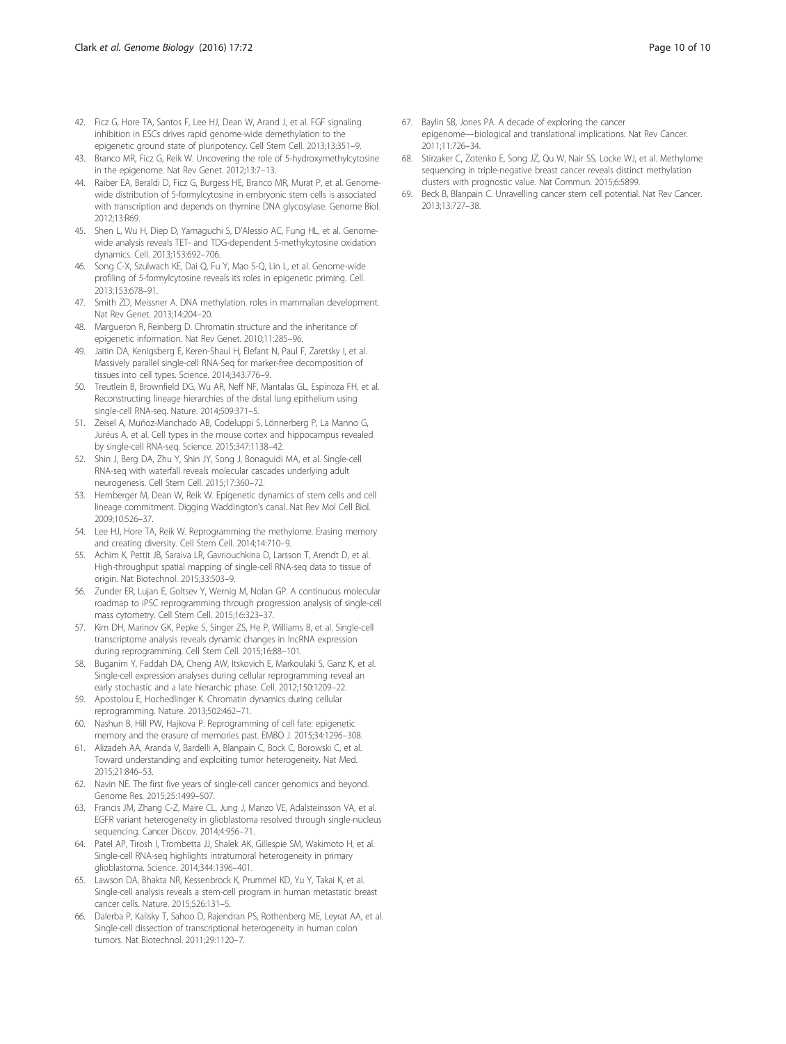42. Ficz G, Hore TA, Santos F, Lee HJ, Dean W, Arand J, et al. FGF signaling inhibition in ESCs drives rapid genome-wide demethylation to the epigenetic ground state of pluripotency. Cell Stem Cell. 2013;13:351–9.
43. Branco MR, Ficz G, Reik W. Uncovering the role of 5-hydroxymethylcytosine in the epigenome. Nat Rev Genet. 2012;13:7–13.
44. Raiber EA, Beraldi D, Ficz G, Burgess HE, Branco MR, Murat P, et al. Genome-wide distribution of 5-formylcytosine in embryonic stem cells is associated with transcription and depends on thymine DNA glycosylase. Genome Biol. 2012;13:R69.
45. Shen L, Wu H, Diep D, Yamaguchi S, D'Alessio AC, Fung HL, et al. Genome-wide analysis reveals TET- and TDG-dependent 5-methylcytosine oxidation dynamics. Cell. 2013;153:692–706.
46. Song C-X, Szulwach KE, Dai Q, Fu Y, Mao S-Q, Lin L, et al. Genome-wide profiling of 5-formylcytosine reveals its roles in epigenetic priming. Cell. 2013;153:678–91.
47. Smith ZD, Meissner A. DNA methylation. roles in mammalian development. Nat Rev Genet. 2013;14:204–20.
48. Margueron R, Reinberg D. Chromatin structure and the inheritance of epigenetic information. Nat Rev Genet. 2010;11:285–96.
49. Jaitin DA, Kenigsberg E, Keren-Shaul H, Elefant N, Paul F, Zaretsky I, et al. Massively parallel single-cell RNA-Seq for marker-free decomposition of tissues into cell types. Science. 2014;343:776–9.
50. Treutlein B, Brownfield DG, Wu AR, Neff NF, Mantalas GL, Espinoza FH, et al. Reconstructing lineage hierarchies of the distal lung epithelium using single-cell RNA-seq. Nature. 2014;509:371–5.
51. Zeisel A, Muñoz-Manchado AB, Codeluppi S, Lönnerberg P, La Manno G, Juréus A, et al. Cell types in the mouse cortex and hippocampus revealed by single-cell RNA-seq. Science. 2015;347:1138–42.
52. Shin J, Berg DA, Zhu Y, Shin JY, Song J, Bonaguidi MA, et al. Single-cell RNA-seq with waterfall reveals molecular cascades underlying adult neurogenesis. Cell Stem Cell. 2015;17:360–72.
53. Hemberger M, Dean W, Reik W. Epigenetic dynamics of stem cells and cell lineage commitment. Digging Waddington's canal. Nat Rev Mol Cell Biol. 2009;10:526–37.
54. Lee HJ, Hore TA, Reik W. Reprogramming the methylome. Erasing memory and creating diversity. Cell Stem Cell. 2014;14:710–9.
55. Achim K, Pettit JB, Saraiva LR, Gavriouchkina D, Larsson T, Arendt D, et al. High-throughput spatial mapping of single-cell RNA-seq data to tissue of origin. Nat Biotechnol. 2015;33:503–9.
56. Zunder ER, Lujan E, Goltsev Y, Wernig M, Nolan GP. A continuous molecular roadmap to iPSC reprogramming through progression analysis of single-cell mass cytometry. Cell Stem Cell. 2015;16:323–37.
57. Kim DH, Marinov GK, Pepke S, Singer ZS, He P, Williams B, et al. Single-cell transcriptome analysis reveals dynamic changes in lncRNA expression during reprogramming. Cell Stem Cell. 2015;16:88–101.
58. Buganim Y, Faddah DA, Cheng AW, Itskovich E, Markoulaki S, Ganz K, et al. Single-cell expression analyses during cellular reprogramming reveal an early stochastic and a late hierarchic phase. Cell. 2012;150:1209–22.
59. Apostolou E, Hochedlinger K. Chromatin dynamics during cellular reprogramming. Nature. 2013;502:462–71.
60. Nashun B, Hill PW, Hajkova P. Reprogramming of cell fate: epigenetic memory and the erasure of memories past. EMBO J. 2015;34:1296–308.
61. Alizadeh AA, Aranda V, Bardelli A, Blanpain C, Bock C, Borowski C, et al. Toward understanding and exploiting tumor heterogeneity. Nat Med. 2015;21:846–53.
62. Navin NE. The first five years of single-cell cancer genomics and beyond. Genome Res. 2015;25:1499–507.
63. Francis JM, Zhang C-Z, Maire CL, Jung J, Manzo VE, Adalsteinsson VA, et al. EGFR variant heterogeneity in glioblastoma resolved through single-nucleus sequencing. Cancer Discov. 2014;4:956–71.
64. Patel AP, Tirosh I, Trombetta JJ, Shalek AK, Gillespie SM, Wakimoto H, et al. Single-cell RNA-seq highlights intratumoral heterogeneity in primary glioblastoma. Science. 2014;344:1396–401.
65. Lawson DA, Bhakta NR, Kessenbrock K, Prummel KD, Yu Y, Takai K, et al. Single-cell analysis reveals a stem-cell program in human metastatic breast cancer cells. Nature. 2015;526:131–5.
66. Dalerba P, Kalisky T, Sahoo D, Rajendran PS, Rothenberg ME, Leyrat AA, et al. Single-cell dissection of transcriptional heterogeneity in human colon tumors. Nat Biotechnol. 2011;29:1120–7.
67. Baylin SB, Jones PA. A decade of exploring the cancer epigenome—biological and translational implications. Nat Rev Cancer. 2011;11:726–34.
68. Stirzaker C, Zotenko E, Song JZ, Qu W, Nair SS, Locke WJ, et al. Methylome sequencing in triple-negative breast cancer reveals distinct methylation clusters with prognostic value. Nat Commun. 2015;6:5899.
69. Beck B, Blanpain C. Unravelling cancer stem cell potential. Nat Rev Cancer. 2013;13:727–38.